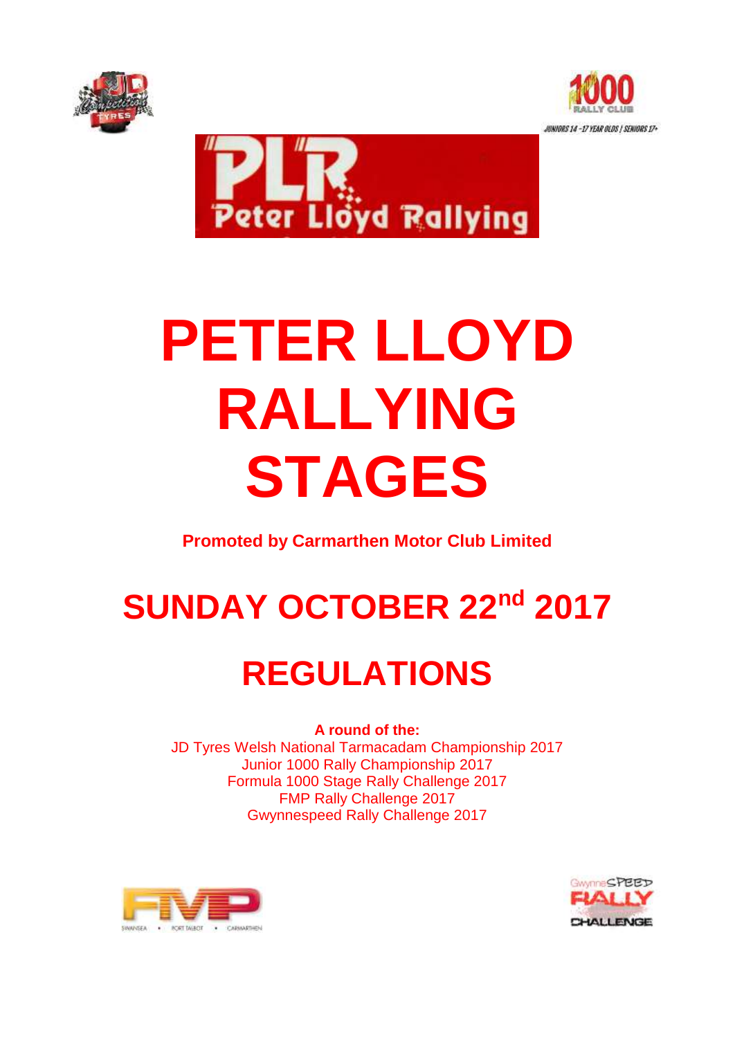# PETER LLOYD RALLYING STAGES

**Promoted by Carmarthen Motor Club Limited**

## SUNDAY OCTOBER 22nd 2017

## REGULATIONS

**A round of the:**

JD Tyres Welsh National Tarmacadam Championship 2017
Junior 1000 Rally Championship 2017
Formula 1000 Stage Rally Challenge 2017
FMP Rally Challenge 2017
Gwynnespeed Rally Challenge 2017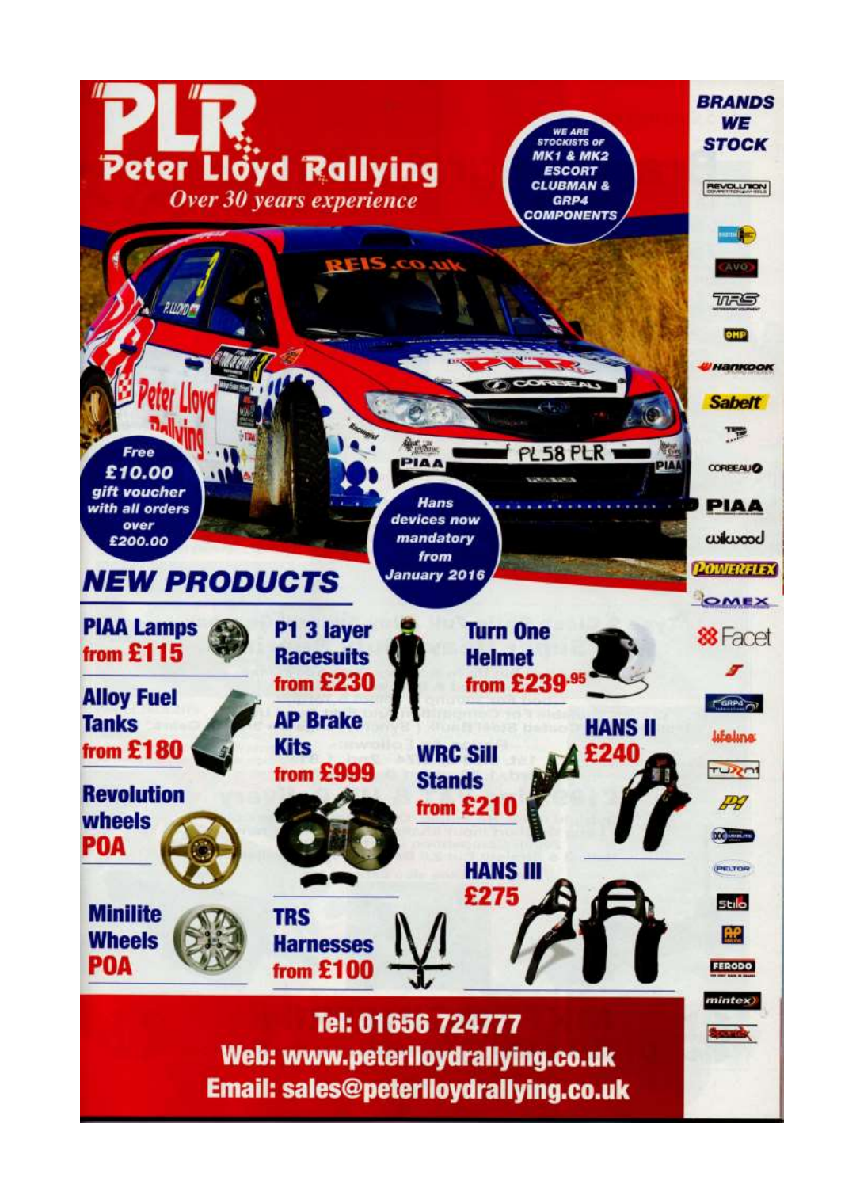# PLR Peter Lloyd Rallying

*Over 30 years experience*

WE ARE STOCKISTS OF MK1 & MK2 ESCORT CLUBMAN & GRP4 COMPONENTS

Free £10.00 gift voucher with all orders over £200.00

Hans devices now mandatory from January 2016

## NEW PRODUCTS

**PIAA Lamps** from £115

**Alloy Fuel Tanks** from £180

**Revolution wheels** POA

**Minilite Wheels** POA

**P1 3 layer Racesuits** from £230

**AP Brake Kits** from £999

**TRS Harnesses** from £100

**Turn One Helmet** from £239.95

**WRC Sill Stands** from £210

**HANS II** £240

**HANS III** £275

**Tel: 01656 724777**

**Web: www.peterlloydrallying.co.uk**

**Email: sales@peterlloydrallying.co.uk**

## BRANDS WE STOCK

Revolution, AVO, TRS, OMP, Hankook, Sabelt, Corbeau, PIAA, Wilwood, Powerflex, Omex, Facet, GRP4, Lifeline, Turn One, P1, Minilite, Peltor, Stilo, AP Racing, Ferodo, Mintex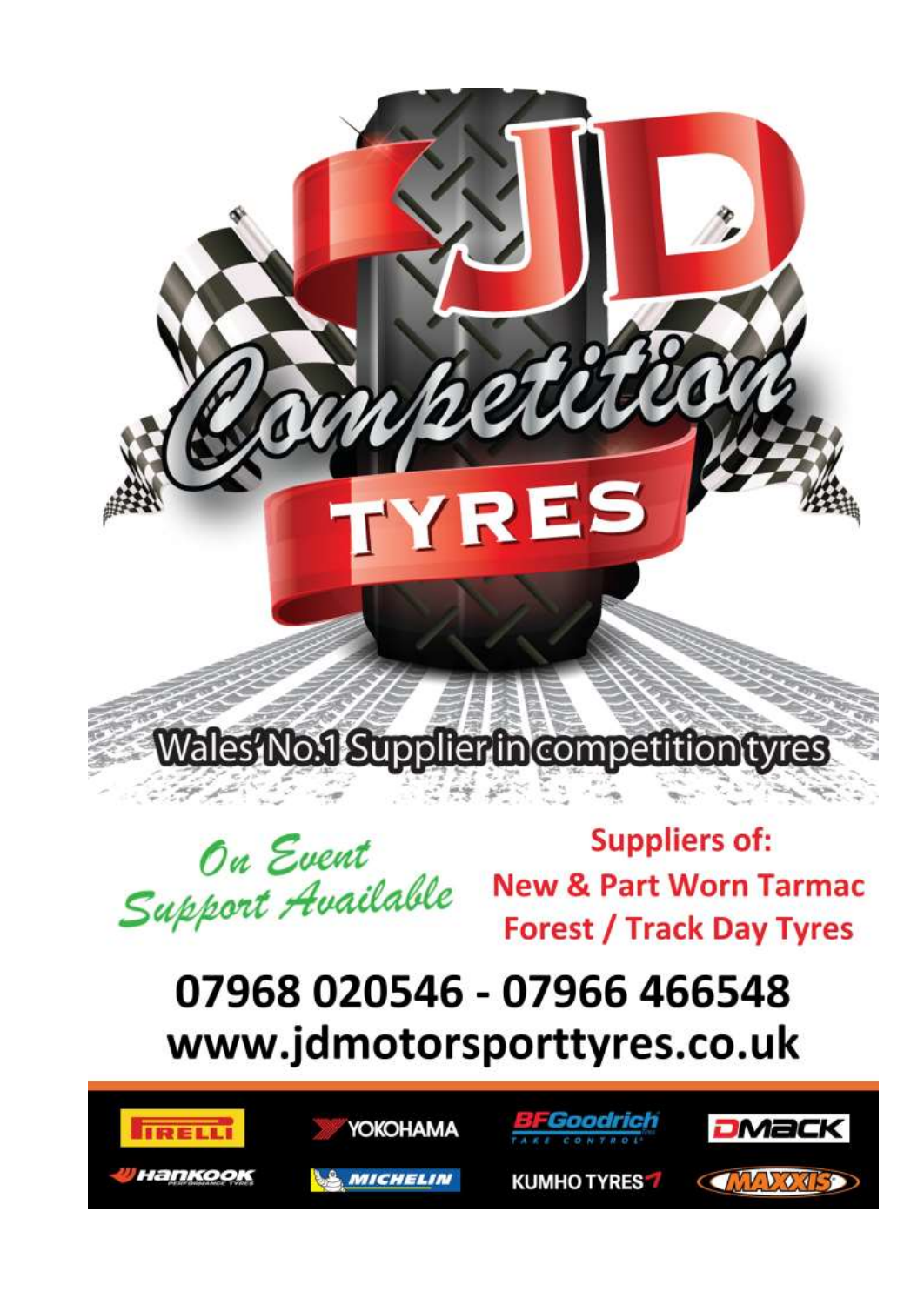# JD Competition TYRES

Wales' No.1 Supplier in competition tyres

*On Event Support Available*

**Suppliers of:**
**New & Part Worn Tarmac**
**Forest / Track Day Tyres**

## 07968 020546 - 07966 466548
## www.jdmotorsporttyres.co.uk

PIRELLI · YOKOHAMA · BFGoodrich · DMACK · Hankook · MICHELIN · KUMHO TYRES · MAXXIS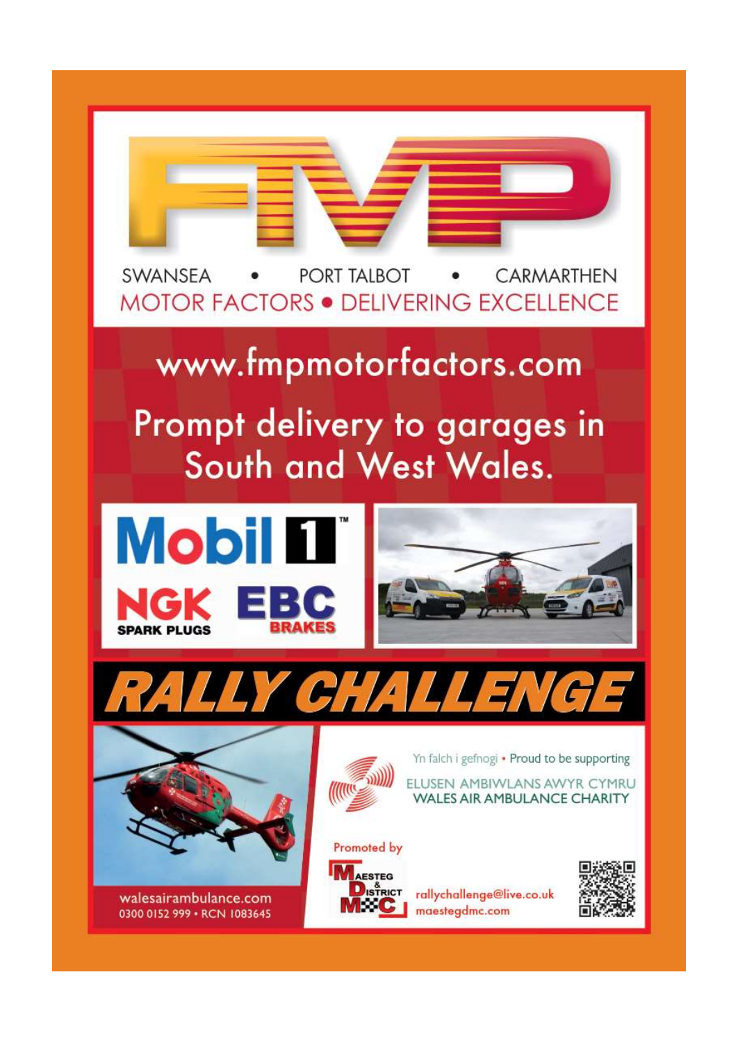# FMP

SWANSEA • PORT TALBOT • CARMARTHEN

MOTOR FACTORS • DELIVERING EXCELLENCE

www.fmpmotorfactors.com

Prompt delivery to garages in South and West Wales.

Mobil 1™

NGK SPARK PLUGS

EBC BRAKES

# RALLY CHALLENGE

walesairambulance.com
0300 0152 999 • RCN 1083645

Yn falch i gefnogi • Proud to be supporting

ELUSEN AMBIWLANS AWYR CYMRU
WALES AIR AMBULANCE CHARITY

Promoted by

Maesteg & District MC

rallychallenge@live.co.uk
maestegdmc.com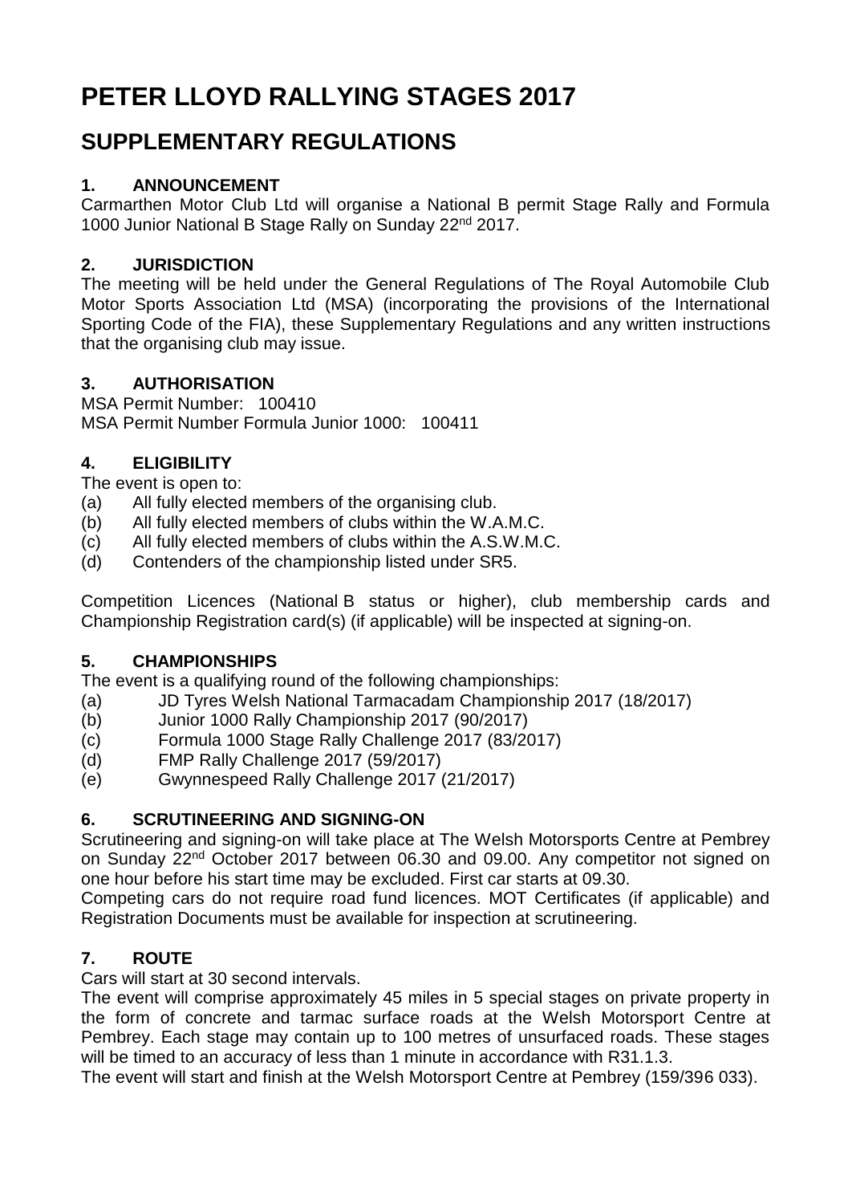# PETER LLOYD RALLYING STAGES 2017

## SUPPLEMENTARY REGULATIONS

### 1. ANNOUNCEMENT

Carmarthen Motor Club Ltd will organise a National B permit Stage Rally and Formula 1000 Junior National B Stage Rally on Sunday 22nd 2017.

### 2. JURISDICTION

The meeting will be held under the General Regulations of The Royal Automobile Club Motor Sports Association Ltd (MSA) (incorporating the provisions of the International Sporting Code of the FIA), these Supplementary Regulations and any written instructions that the organising club may issue.

### 3. AUTHORISATION

MSA Permit Number: 100410
MSA Permit Number Formula Junior 1000: 100411

### 4. ELIGIBILITY

The event is open to:

(a) All fully elected members of the organising club.
(b) All fully elected members of clubs within the W.A.M.C.
(c) All fully elected members of clubs within the A.S.W.M.C.
(d) Contenders of the championship listed under SR5.

Competition Licences (National B status or higher), club membership cards and Championship Registration card(s) (if applicable) will be inspected at signing-on.

### 5. CHAMPIONSHIPS

The event is a qualifying round of the following championships:

(a) JD Tyres Welsh National Tarmacadam Championship 2017 (18/2017)
(b) Junior 1000 Rally Championship 2017 (90/2017)
(c) Formula 1000 Stage Rally Challenge 2017 (83/2017)
(d) FMP Rally Challenge 2017 (59/2017)
(e) Gwynnespeed Rally Challenge 2017 (21/2017)

### 6. SCRUTINEERING AND SIGNING-ON

Scrutineering and signing-on will take place at The Welsh Motorsports Centre at Pembrey on Sunday 22nd October 2017 between 06.30 and 09.00. Any competitor not signed on one hour before his start time may be excluded. First car starts at 09.30.

Competing cars do not require road fund licences. MOT Certificates (if applicable) and Registration Documents must be available for inspection at scrutineering.

### 7. ROUTE

Cars will start at 30 second intervals.

The event will comprise approximately 45 miles in 5 special stages on private property in the form of concrete and tarmac surface roads at the Welsh Motorsport Centre at Pembrey. Each stage may contain up to 100 metres of unsurfaced roads. These stages will be timed to an accuracy of less than 1 minute in accordance with R31.1.3.

The event will start and finish at the Welsh Motorsport Centre at Pembrey (159/396 033).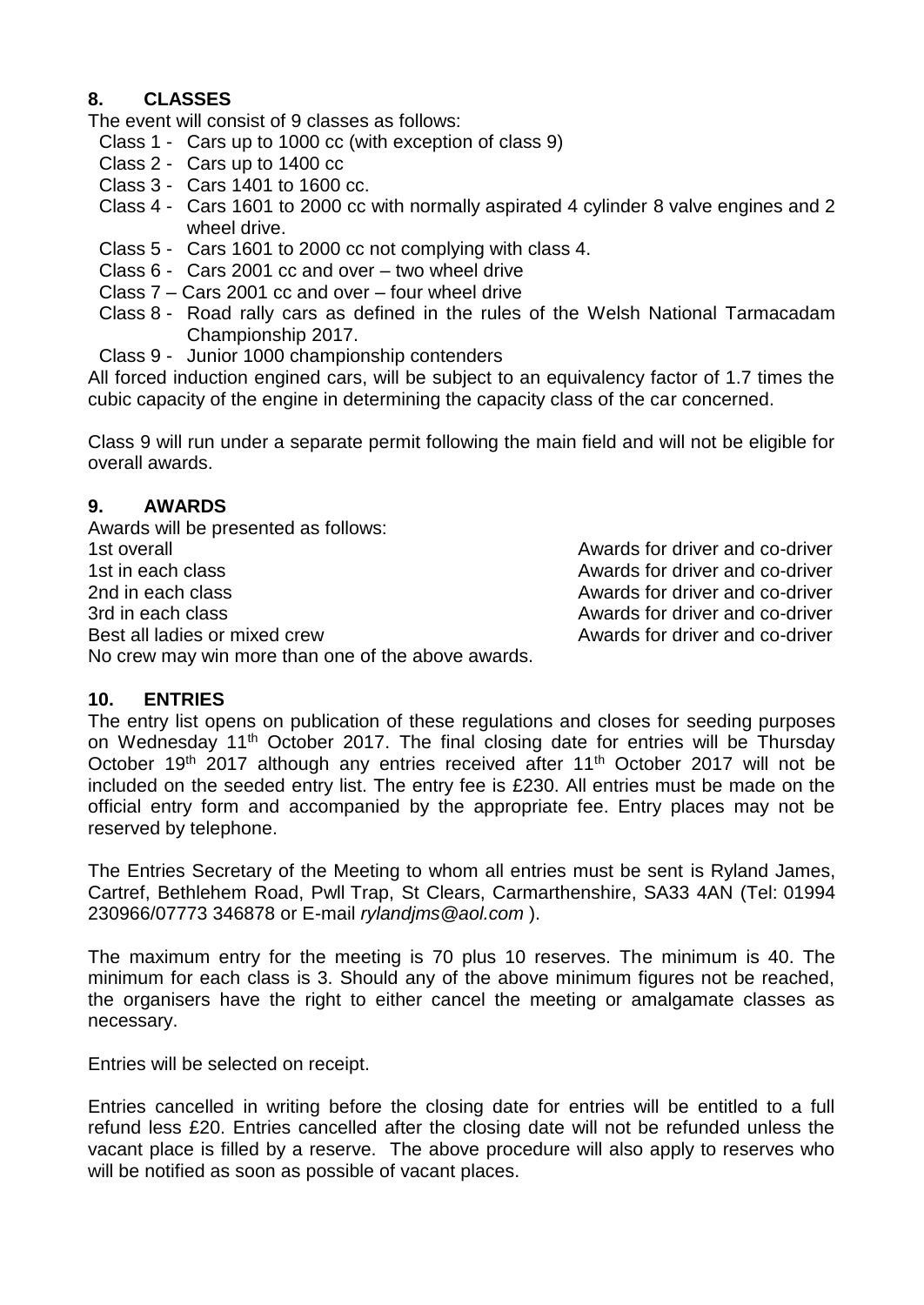## 8. CLASSES

The event will consist of 9 classes as follows:

- Class 1 - Cars up to 1000 cc (with exception of class 9)
- Class 2 - Cars up to 1400 cc
- Class 3 - Cars 1401 to 1600 cc.
- Class 4 - Cars 1601 to 2000 cc with normally aspirated 4 cylinder 8 valve engines and 2 wheel drive.
- Class 5 - Cars 1601 to 2000 cc not complying with class 4.
- Class 6 - Cars 2001 cc and over – two wheel drive
- Class 7 – Cars 2001 cc and over – four wheel drive
- Class 8 - Road rally cars as defined in the rules of the Welsh National Tarmacadam Championship 2017.
- Class 9 - Junior 1000 championship contenders

All forced induction engined cars, will be subject to an equivalency factor of 1.7 times the cubic capacity of the engine in determining the capacity class of the car concerned.

Class 9 will run under a separate permit following the main field and will not be eligible for overall awards.

## 9. AWARDS

Awards will be presented as follows:

| | |
|---|---|
| 1st overall | Awards for driver and co-driver |
| 1st in each class | Awards for driver and co-driver |
| 2nd in each class | Awards for driver and co-driver |
| 3rd in each class | Awards for driver and co-driver |
| Best all ladies or mixed crew | Awards for driver and co-driver |

No crew may win more than one of the above awards.

## 10. ENTRIES

The entry list opens on publication of these regulations and closes for seeding purposes on Wednesday 11th October 2017. The final closing date for entries will be Thursday October 19th 2017 although any entries received after 11th October 2017 will not be included on the seeded entry list. The entry fee is £230. All entries must be made on the official entry form and accompanied by the appropriate fee. Entry places may not be reserved by telephone.

The Entries Secretary of the Meeting to whom all entries must be sent is Ryland James, Cartref, Bethlehem Road, Pwll Trap, St Clears, Carmarthenshire, SA33 4AN (Tel: 01994 230966/07773 346878 or E-mail *rylandjms@aol.com* ).

The maximum entry for the meeting is 70 plus 10 reserves. The minimum is 40. The minimum for each class is 3. Should any of the above minimum figures not be reached, the organisers have the right to either cancel the meeting or amalgamate classes as necessary.

Entries will be selected on receipt.

Entries cancelled in writing before the closing date for entries will be entitled to a full refund less £20. Entries cancelled after the closing date will not be refunded unless the vacant place is filled by a reserve. The above procedure will also apply to reserves who will be notified as soon as possible of vacant places.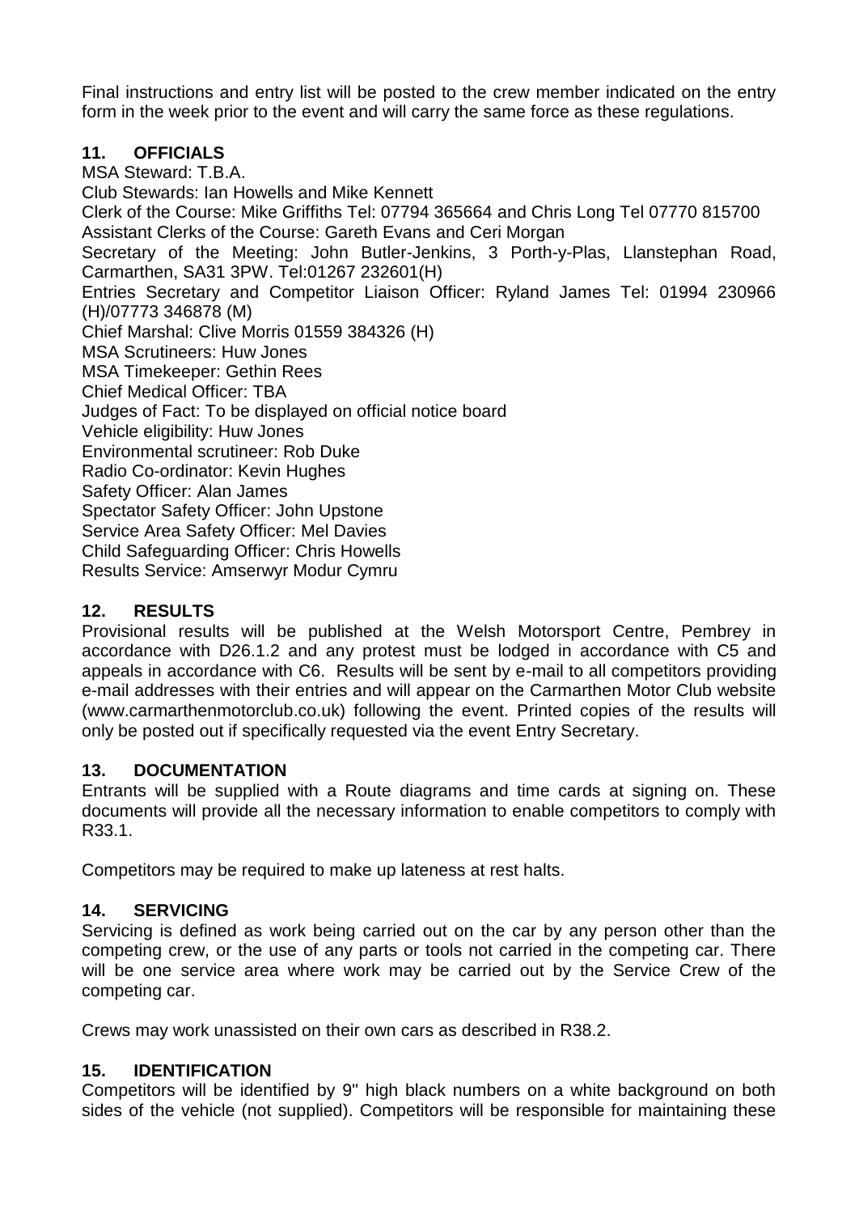Final instructions and entry list will be posted to the crew member indicated on the entry form in the week prior to the event and will carry the same force as these regulations.

## 11. OFFICIALS

MSA Steward: T.B.A.
Club Stewards: Ian Howells and Mike Kennett
Clerk of the Course: Mike Griffiths Tel: 07794 365664 and Chris Long Tel 07770 815700
Assistant Clerks of the Course: Gareth Evans and Ceri Morgan
Secretary of the Meeting: John Butler-Jenkins, 3 Porth-y-Plas, Llanstephan Road, Carmarthen, SA31 3PW. Tel:01267 232601(H)
Entries Secretary and Competitor Liaison Officer: Ryland James Tel: 01994 230966 (H)/07773 346878 (M)
Chief Marshal: Clive Morris 01559 384326 (H)
MSA Scrutineers: Huw Jones
MSA Timekeeper: Gethin Rees
Chief Medical Officer: TBA
Judges of Fact: To be displayed on official notice board
Vehicle eligibility: Huw Jones
Environmental scrutineer: Rob Duke
Radio Co-ordinator: Kevin Hughes
Safety Officer: Alan James
Spectator Safety Officer: John Upstone
Service Area Safety Officer: Mel Davies
Child Safeguarding Officer: Chris Howells
Results Service: Amserwyr Modur Cymru

## 12. RESULTS

Provisional results will be published at the Welsh Motorsport Centre, Pembrey in accordance with D26.1.2 and any protest must be lodged in accordance with C5 and appeals in accordance with C6. Results will be sent by e-mail to all competitors providing e-mail addresses with their entries and will appear on the Carmarthen Motor Club website (www.carmarthenmotorclub.co.uk) following the event. Printed copies of the results will only be posted out if specifically requested via the event Entry Secretary.

## 13. DOCUMENTATION

Entrants will be supplied with a Route diagrams and time cards at signing on. These documents will provide all the necessary information to enable competitors to comply with R33.1.

Competitors may be required to make up lateness at rest halts.

## 14. SERVICING

Servicing is defined as work being carried out on the car by any person other than the competing crew, or the use of any parts or tools not carried in the competing car. There will be one service area where work may be carried out by the Service Crew of the competing car.

Crews may work unassisted on their own cars as described in R38.2.

## 15. IDENTIFICATION

Competitors will be identified by 9" high black numbers on a white background on both sides of the vehicle (not supplied). Competitors will be responsible for maintaining these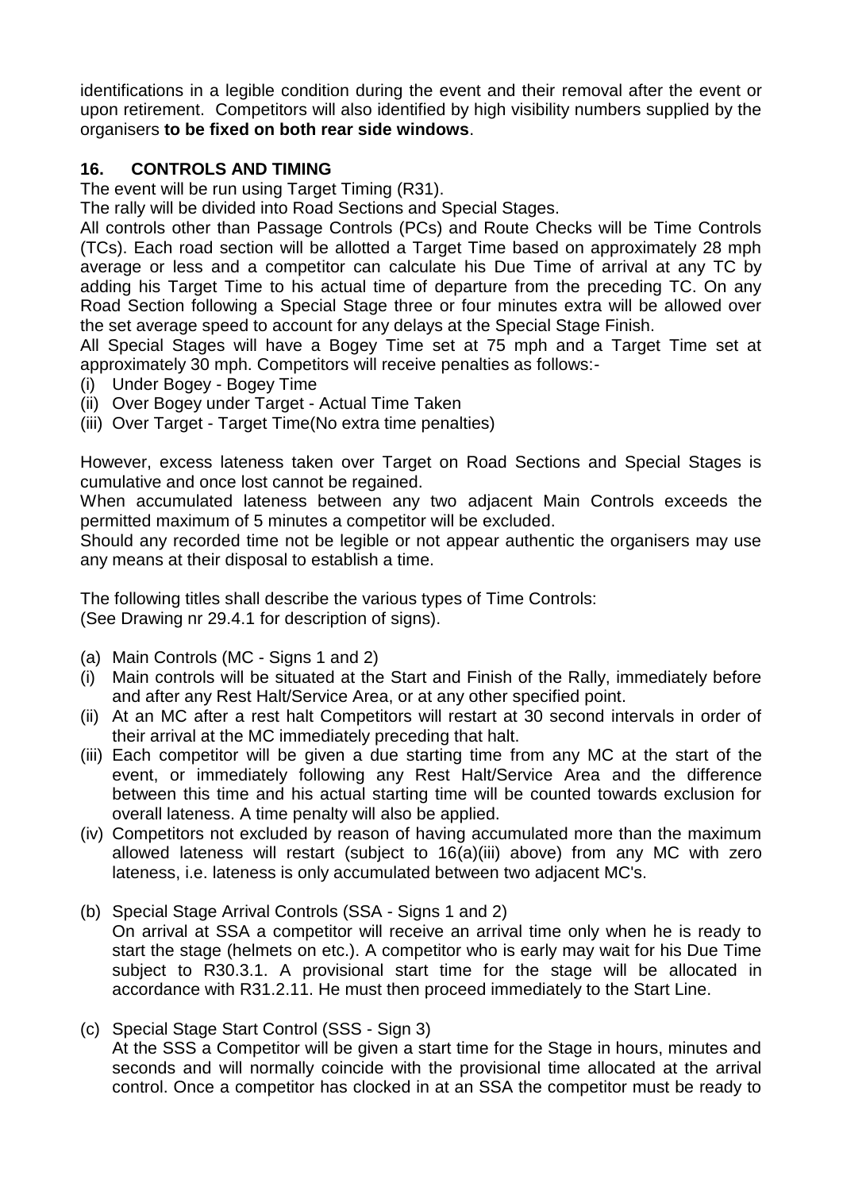identifications in a legible condition during the event and their removal after the event or upon retirement. Competitors will also identified by high visibility numbers supplied by the organisers **to be fixed on both rear side windows**.

## 16. CONTROLS AND TIMING

The event will be run using Target Timing (R31).

The rally will be divided into Road Sections and Special Stages.

All controls other than Passage Controls (PCs) and Route Checks will be Time Controls (TCs). Each road section will be allotted a Target Time based on approximately 28 mph average or less and a competitor can calculate his Due Time of arrival at any TC by adding his Target Time to his actual time of departure from the preceding TC. On any Road Section following a Special Stage three or four minutes extra will be allowed over the set average speed to account for any delays at the Special Stage Finish.

All Special Stages will have a Bogey Time set at 75 mph and a Target Time set at approximately 30 mph. Competitors will receive penalties as follows:-

(i) Under Bogey - Bogey Time
(ii) Over Bogey under Target - Actual Time Taken
(iii) Over Target - Target Time(No extra time penalties)

However, excess lateness taken over Target on Road Sections and Special Stages is cumulative and once lost cannot be regained.

When accumulated lateness between any two adjacent Main Controls exceeds the permitted maximum of 5 minutes a competitor will be excluded.

Should any recorded time not be legible or not appear authentic the organisers may use any means at their disposal to establish a time.

The following titles shall describe the various types of Time Controls:
(See Drawing nr 29.4.1 for description of signs).

(a) Main Controls (MC - Signs 1 and 2)

(i) Main controls will be situated at the Start and Finish of the Rally, immediately before and after any Rest Halt/Service Area, or at any other specified point.
(ii) At an MC after a rest halt Competitors will restart at 30 second intervals in order of their arrival at the MC immediately preceding that halt.
(iii) Each competitor will be given a due starting time from any MC at the start of the event, or immediately following any Rest Halt/Service Area and the difference between this time and his actual starting time will be counted towards exclusion for overall lateness. A time penalty will also be applied.
(iv) Competitors not excluded by reason of having accumulated more than the maximum allowed lateness will restart (subject to 16(a)(iii) above) from any MC with zero lateness, i.e. lateness is only accumulated between two adjacent MC's.

(b) Special Stage Arrival Controls (SSA - Signs 1 and 2)
On arrival at SSA a competitor will receive an arrival time only when he is ready to start the stage (helmets on etc.). A competitor who is early may wait for his Due Time subject to R30.3.1. A provisional start time for the stage will be allocated in accordance with R31.2.11. He must then proceed immediately to the Start Line.

(c) Special Stage Start Control (SSS - Sign 3)
At the SSS a Competitor will be given a start time for the Stage in hours, minutes and seconds and will normally coincide with the provisional time allocated at the arrival control. Once a competitor has clocked in at an SSA the competitor must be ready to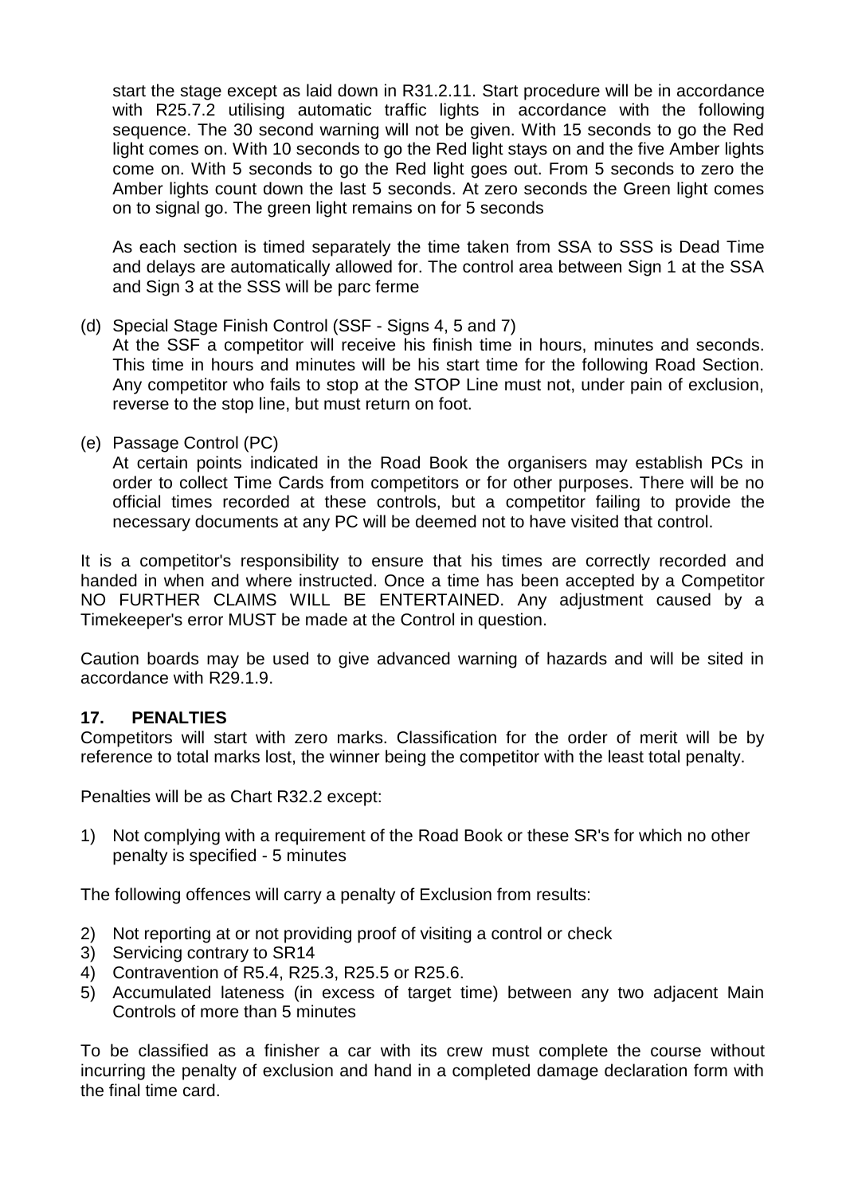start the stage except as laid down in R31.2.11. Start procedure will be in accordance with R25.7.2 utilising automatic traffic lights in accordance with the following sequence. The 30 second warning will not be given. With 15 seconds to go the Red light comes on. With 10 seconds to go the Red light stays on and the five Amber lights come on. With 5 seconds to go the Red light goes out. From 5 seconds to zero the Amber lights count down the last 5 seconds. At zero seconds the Green light comes on to signal go. The green light remains on for 5 seconds

As each section is timed separately the time taken from SSA to SSS is Dead Time and delays are automatically allowed for. The control area between Sign 1 at the SSA and Sign 3 at the SSS will be parc ferme

(d) Special Stage Finish Control (SSF - Signs 4, 5 and 7)
At the SSF a competitor will receive his finish time in hours, minutes and seconds. This time in hours and minutes will be his start time for the following Road Section. Any competitor who fails to stop at the STOP Line must not, under pain of exclusion, reverse to the stop line, but must return on foot.

(e) Passage Control (PC)
At certain points indicated in the Road Book the organisers may establish PCs in order to collect Time Cards from competitors or for other purposes. There will be no official times recorded at these controls, but a competitor failing to provide the necessary documents at any PC will be deemed not to have visited that control.

It is a competitor's responsibility to ensure that his times are correctly recorded and handed in when and where instructed. Once a time has been accepted by a Competitor NO FURTHER CLAIMS WILL BE ENTERTAINED. Any adjustment caused by a Timekeeper's error MUST be made at the Control in question.

Caution boards may be used to give advanced warning of hazards and will be sited in accordance with R29.1.9.

## 17. PENALTIES

Competitors will start with zero marks. Classification for the order of merit will be by reference to total marks lost, the winner being the competitor with the least total penalty.

Penalties will be as Chart R32.2 except:

1) Not complying with a requirement of the Road Book or these SR's for which no other penalty is specified - 5 minutes

The following offences will carry a penalty of Exclusion from results:

2) Not reporting at or not providing proof of visiting a control or check
3) Servicing contrary to SR14
4) Contravention of R5.4, R25.3, R25.5 or R25.6.
5) Accumulated lateness (in excess of target time) between any two adjacent Main Controls of more than 5 minutes

To be classified as a finisher a car with its crew must complete the course without incurring the penalty of exclusion and hand in a completed damage declaration form with the final time card.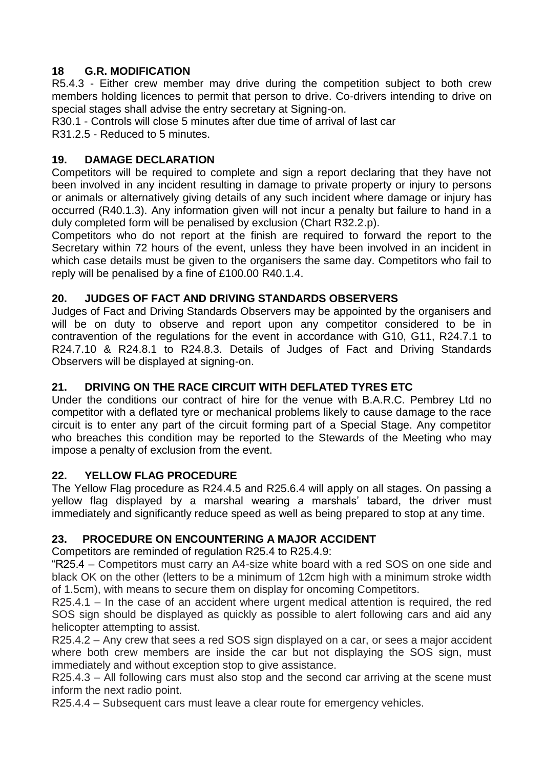## 18 G.R. MODIFICATION

R5.4.3 - Either crew member may drive during the competition subject to both crew members holding licences to permit that person to drive. Co-drivers intending to drive on special stages shall advise the entry secretary at Signing-on.

R30.1 - Controls will close 5 minutes after due time of arrival of last car

R31.2.5 - Reduced to 5 minutes.

## 19. DAMAGE DECLARATION

Competitors will be required to complete and sign a report declaring that they have not been involved in any incident resulting in damage to private property or injury to persons or animals or alternatively giving details of any such incident where damage or injury has occurred (R40.1.3). Any information given will not incur a penalty but failure to hand in a duly completed form will be penalised by exclusion (Chart R32.2.p).

Competitors who do not report at the finish are required to forward the report to the Secretary within 72 hours of the event, unless they have been involved in an incident in which case details must be given to the organisers the same day. Competitors who fail to reply will be penalised by a fine of £100.00 R40.1.4.

## 20. JUDGES OF FACT AND DRIVING STANDARDS OBSERVERS

Judges of Fact and Driving Standards Observers may be appointed by the organisers and will be on duty to observe and report upon any competitor considered to be in contravention of the regulations for the event in accordance with G10, G11, R24.7.1 to R24.7.10 & R24.8.1 to R24.8.3. Details of Judges of Fact and Driving Standards Observers will be displayed at signing-on.

## 21. DRIVING ON THE RACE CIRCUIT WITH DEFLATED TYRES ETC

Under the conditions our contract of hire for the venue with B.A.R.C. Pembrey Ltd no competitor with a deflated tyre or mechanical problems likely to cause damage to the race circuit is to enter any part of the circuit forming part of a Special Stage. Any competitor who breaches this condition may be reported to the Stewards of the Meeting who may impose a penalty of exclusion from the event.

## 22. YELLOW FLAG PROCEDURE

The Yellow Flag procedure as R24.4.5 and R25.6.4 will apply on all stages. On passing a yellow flag displayed by a marshal wearing a marshals' tabard, the driver must immediately and significantly reduce speed as well as being prepared to stop at any time.

## 23. PROCEDURE ON ENCOUNTERING A MAJOR ACCIDENT

Competitors are reminded of regulation R25.4 to R25.4.9:

"R25.4 – Competitors must carry an A4-size white board with a red SOS on one side and black OK on the other (letters to be a minimum of 12cm high with a minimum stroke width of 1.5cm), with means to secure them on display for oncoming Competitors.

R25.4.1 – In the case of an accident where urgent medical attention is required, the red SOS sign should be displayed as quickly as possible to alert following cars and aid any helicopter attempting to assist.

R25.4.2 – Any crew that sees a red SOS sign displayed on a car, or sees a major accident where both crew members are inside the car but not displaying the SOS sign, must immediately and without exception stop to give assistance.

R25.4.3 – All following cars must also stop and the second car arriving at the scene must inform the next radio point.

R25.4.4 – Subsequent cars must leave a clear route for emergency vehicles.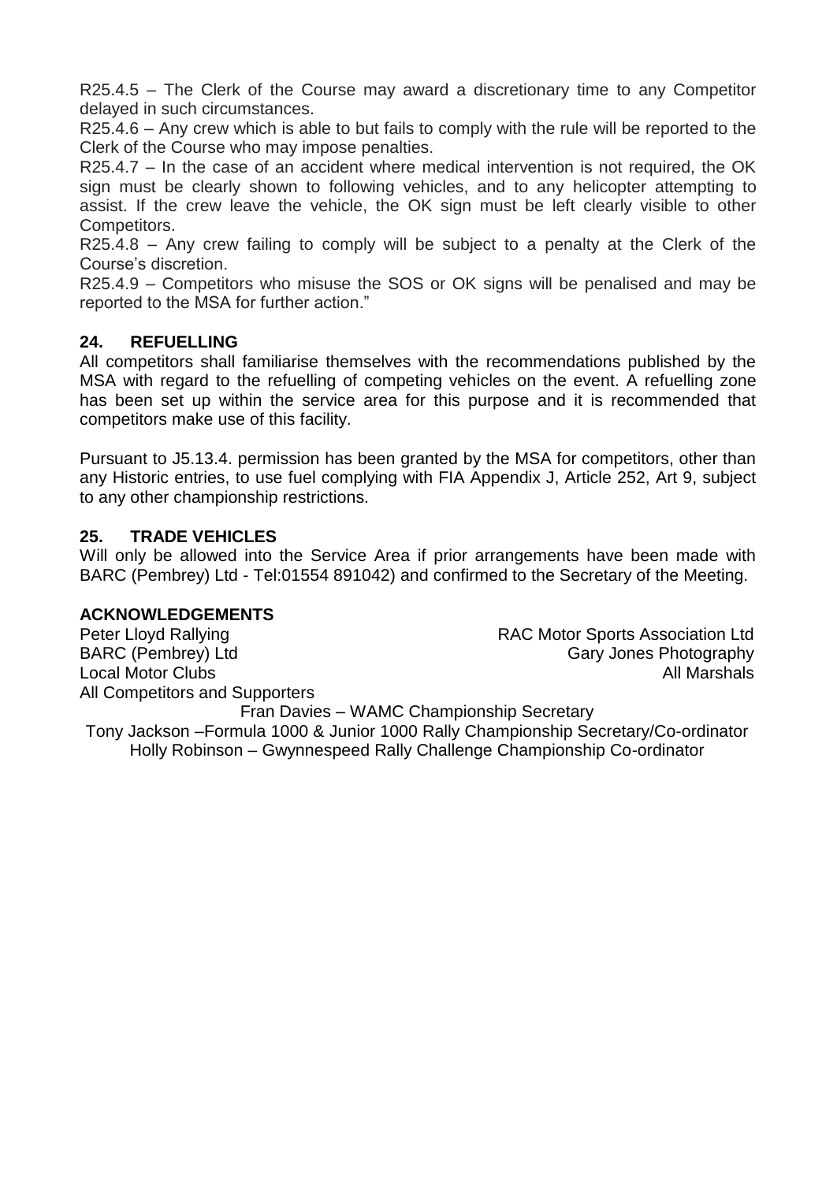R25.4.5 – The Clerk of the Course may award a discretionary time to any Competitor delayed in such circumstances.

R25.4.6 – Any crew which is able to but fails to comply with the rule will be reported to the Clerk of the Course who may impose penalties.

R25.4.7 – In the case of an accident where medical intervention is not required, the OK sign must be clearly shown to following vehicles, and to any helicopter attempting to assist. If the crew leave the vehicle, the OK sign must be left clearly visible to other Competitors.

R25.4.8 – Any crew failing to comply will be subject to a penalty at the Clerk of the Course's discretion.

R25.4.9 – Competitors who misuse the SOS or OK signs will be penalised and may be reported to the MSA for further action."

## 24. REFUELLING

All competitors shall familiarise themselves with the recommendations published by the MSA with regard to the refuelling of competing vehicles on the event. A refuelling zone has been set up within the service area for this purpose and it is recommended that competitors make use of this facility.

Pursuant to J5.13.4. permission has been granted by the MSA for competitors, other than any Historic entries, to use fuel complying with FIA Appendix J, Article 252, Art 9, subject to any other championship restrictions.

## 25. TRADE VEHICLES

Will only be allowed into the Service Area if prior arrangements have been made with BARC (Pembrey) Ltd - Tel:01554 891042) and confirmed to the Secretary of the Meeting.

## ACKNOWLEDGEMENTS

Peter Lloyd Rallying
RAC Motor Sports Association Ltd
BARC (Pembrey) Ltd
Gary Jones Photography
Local Motor Clubs
All Marshals
All Competitors and Supporters

Fran Davies – WAMC Championship Secretary

Tony Jackson –Formula 1000 & Junior 1000 Rally Championship Secretary/Co-ordinator

Holly Robinson – Gwynnespeed Rally Challenge Championship Co-ordinator